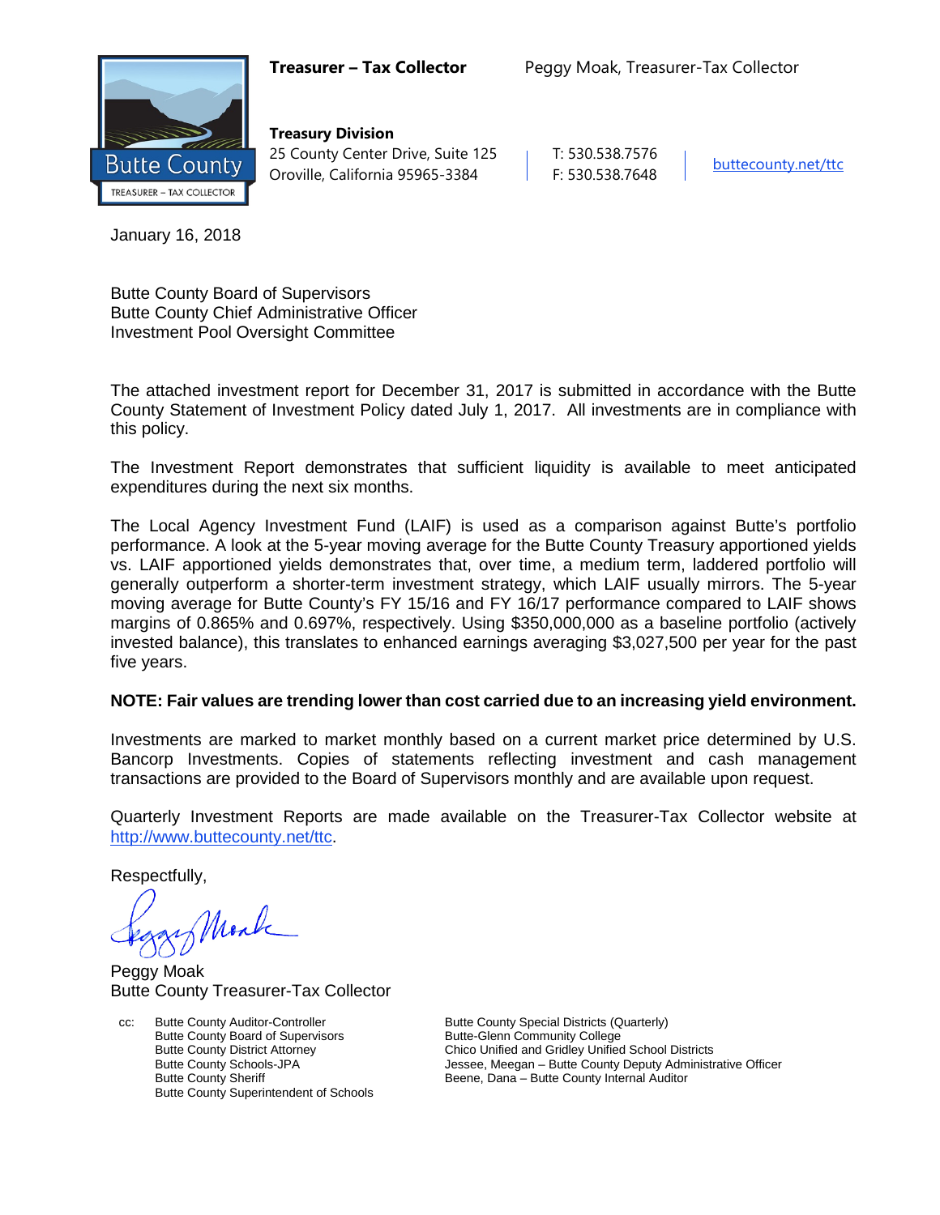**Treasurer – Tax Collector** Peggy Moak, Treasurer-Tax Collector

**Treasury Division**
25 County Center Drive, Suite 125
Oroville, California 95965-3384

T: 530.538.7576
F: 530.538.7648

buttecounty.net/ttc

January 16, 2018

Butte County Board of Supervisors
Butte County Chief Administrative Officer
Investment Pool Oversight Committee

The attached investment report for December 31, 2017 is submitted in accordance with the Butte County Statement of Investment Policy dated July 1, 2017. All investments are in compliance with this policy.

The Investment Report demonstrates that sufficient liquidity is available to meet anticipated expenditures during the next six months.

The Local Agency Investment Fund (LAIF) is used as a comparison against Butte's portfolio performance. A look at the 5-year moving average for the Butte County Treasury apportioned yields vs. LAIF apportioned yields demonstrates that, over time, a medium term, laddered portfolio will generally outperform a shorter-term investment strategy, which LAIF usually mirrors. The 5-year moving average for Butte County's FY 15/16 and FY 16/17 performance compared to LAIF shows margins of 0.865% and 0.697%, respectively. Using $350,000,000 as a baseline portfolio (actively invested balance), this translates to enhanced earnings averaging $3,027,500 per year for the past five years.

**NOTE: Fair values are trending lower than cost carried due to an increasing yield environment.**

Investments are marked to market monthly based on a current market price determined by U.S. Bancorp Investments. Copies of statements reflecting investment and cash management transactions are provided to the Board of Supervisors monthly and are available upon request.

Quarterly Investment Reports are made available on the Treasurer-Tax Collector website at http://www.buttecounty.net/ttc.

Respectfully,

Peggy Moak
Butte County Treasurer-Tax Collector

cc: Butte County Auditor-Controller
Butte County Board of Supervisors
Butte County District Attorney
Butte County Schools-JPA
Butte County Sheriff
Butte County Superintendent of Schools
Butte County Special Districts (Quarterly)
Butte-Glenn Community College
Chico Unified and Gridley Unified School Districts
Jessee, Meegan – Butte County Deputy Administrative Officer
Beene, Dana – Butte County Internal Auditor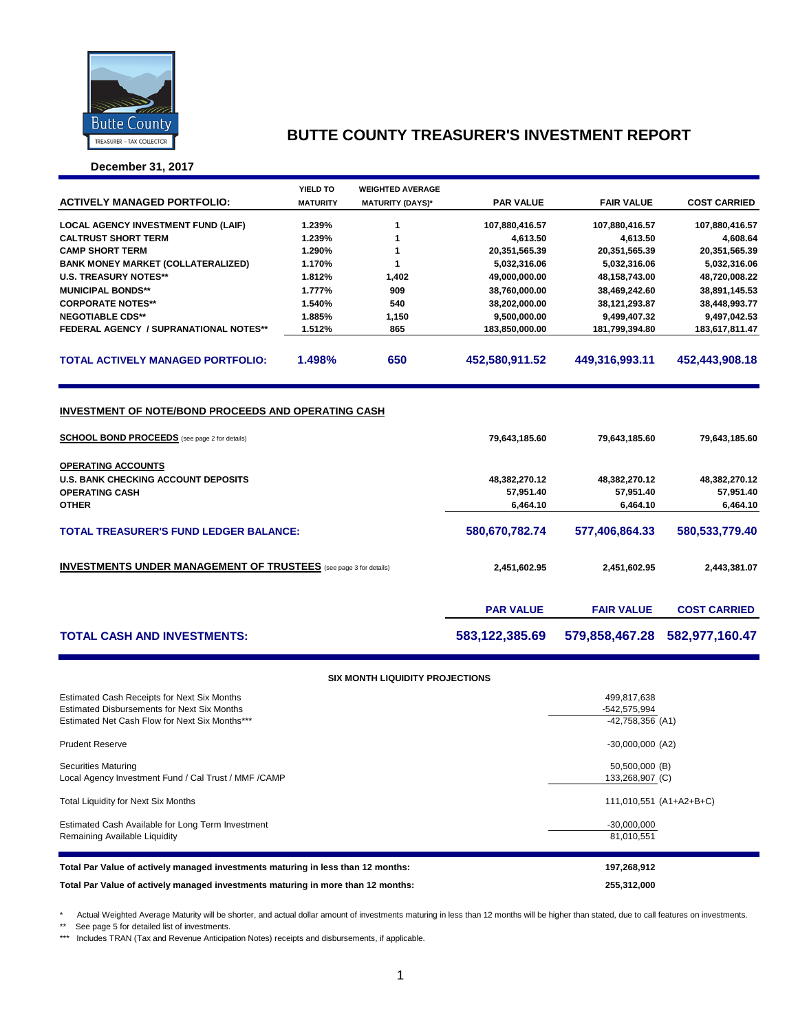# BUTTE COUNTY TREASURER'S INVESTMENT REPORT

**December 31, 2017**

| ACTIVELY MANAGED PORTFOLIO: | YIELD TO MATURITY | WEIGHTED AVERAGE MATURITY (DAYS)* | PAR VALUE | FAIR VALUE | COST CARRIED |
|---|---|---|---|---|---|
| LOCAL AGENCY INVESTMENT FUND (LAIF) | 1.239% | 1 | 107,880,416.57 | 107,880,416.57 | 107,880,416.57 |
| CALTRUST SHORT TERM | 1.239% | 1 | 4,613.50 | 4,613.50 | 4,608.64 |
| CAMP SHORT TERM | 1.290% | 1 | 20,351,565.39 | 20,351,565.39 | 20,351,565.39 |
| BANK MONEY MARKET (COLLATERALIZED) | 1.170% | 1 | 5,032,316.06 | 5,032,316.06 | 5,032,316.06 |
| U.S. TREASURY NOTES** | 1.812% | 1,402 | 49,000,000.00 | 48,158,743.00 | 48,720,008.22 |
| MUNICIPAL BONDS** | 1.777% | 909 | 38,760,000.00 | 38,469,242.60 | 38,891,145.53 |
| CORPORATE NOTES** | 1.540% | 540 | 38,202,000.00 | 38,121,293.87 | 38,448,993.77 |
| NEGOTIABLE CDS** | 1.885% | 1,150 | 9,500,000.00 | 9,499,407.32 | 9,497,042.53 |
| FEDERAL AGENCY / SUPRANATIONAL NOTES** | 1.512% | 865 | 183,850,000.00 | 181,799,394.80 | 183,617,811.47 |
| **TOTAL ACTIVELY MANAGED PORTFOLIO:** | **1.498%** | **650** | **452,580,911.52** | **449,316,993.11** | **452,443,908.18** |

## INVESTMENT OF NOTE/BOND PROCEEDS AND OPERATING CASH

| | PAR VALUE | FAIR VALUE | COST CARRIED |
|---|---|---|---|
| **SCHOOL BOND PROCEEDS** (see page 2 for details) | 79,643,185.60 | 79,643,185.60 | 79,643,185.60 |
| **OPERATING ACCOUNTS** | | | |
| U.S. BANK CHECKING ACCOUNT DEPOSITS | 48,382,270.12 | 48,382,270.12 | 48,382,270.12 |
| OPERATING CASH | 57,951.40 | 57,951.40 | 57,951.40 |
| OTHER | 6,464.10 | 6,464.10 | 6,464.10 |
| **TOTAL TREASURER'S FUND LEDGER BALANCE:** | **580,670,782.74** | **577,406,864.33** | **580,533,779.40** |
| **INVESTMENTS UNDER MANAGEMENT OF TRUSTEES** (see page 3 for details) | 2,451,602.95 | 2,451,602.95 | 2,443,381.07 |

| | PAR VALUE | FAIR VALUE | COST CARRIED |
|---|---|---|---|
| **TOTAL CASH AND INVESTMENTS:** | **583,122,385.69** | **579,858,467.28** | **582,977,160.47** |

### SIX MONTH LIQUIDITY PROJECTIONS

| | |
|---|---|
| Estimated Cash Receipts for Next Six Months | 499,817,638 |
| Estimated Disbursements for Next Six Months | -542,575,994 |
| Estimated Net Cash Flow for Next Six Months*** | -42,758,356 (A1) |
| Prudent Reserve | -30,000,000 (A2) |
| Securities Maturing | 50,500,000 (B) |
| Local Agency Investment Fund / Cal Trust / MMF /CAMP | 133,268,907 (C) |
| Total Liquidity for Next Six Months | 111,010,551 (A1+A2+B+C) |
| Estimated Cash Available for Long Term Investment | -30,000,000 |
| Remaining Available Liquidity | 81,010,551 |

| | |
|---|---|
| **Total Par Value of actively managed investments maturing in less than 12 months:** | **197,268,912** |
| **Total Par Value of actively managed investments maturing in more than 12 months:** | **255,312,000** |

\* Actual Weighted Average Maturity will be shorter, and actual dollar amount of investments maturing in less than 12 months will be higher than stated, due to call features on investments.

** See page 5 for detailed list of investments.

*** Includes TRAN (Tax and Revenue Anticipation Notes) receipts and disbursements, if applicable.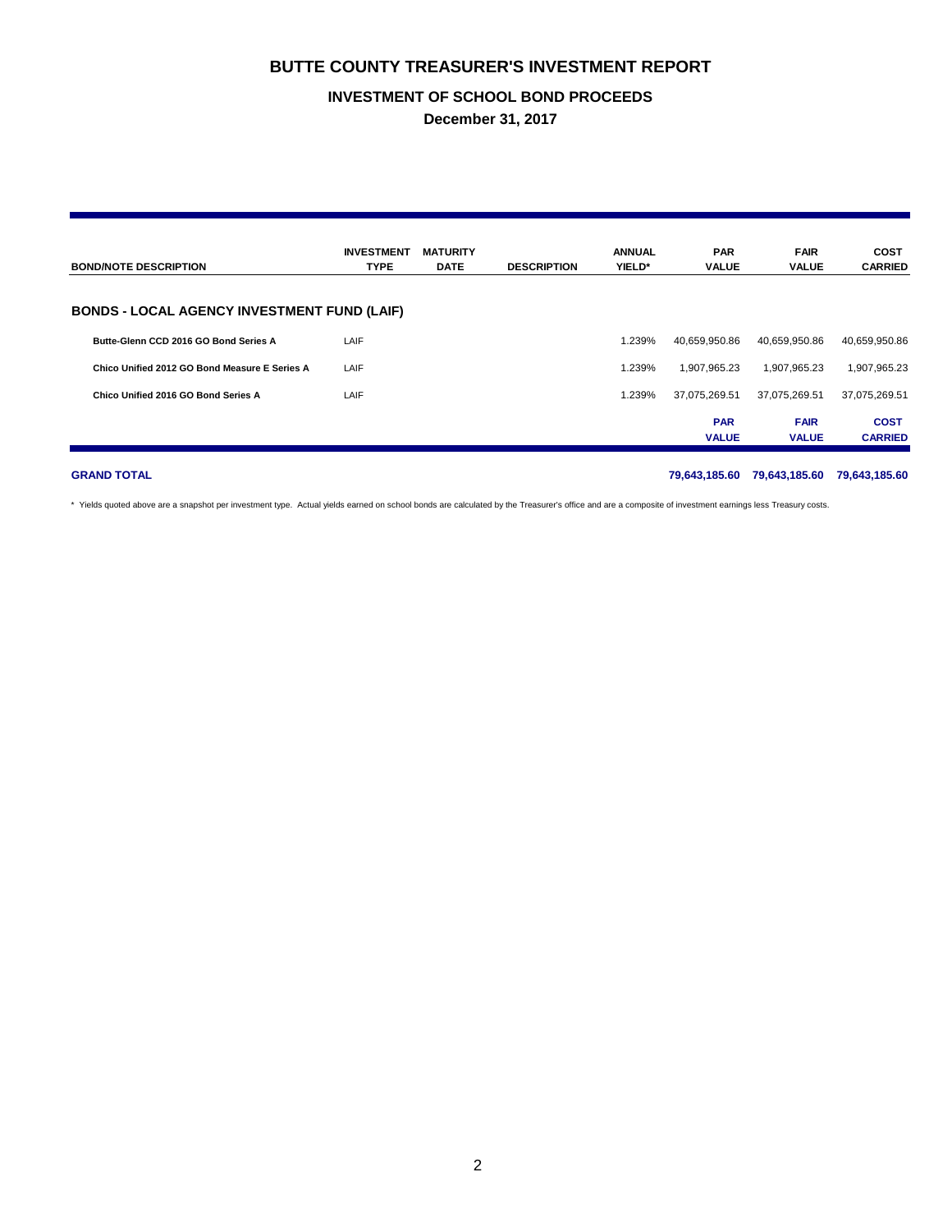# BUTTE COUNTY TREASURER'S INVESTMENT REPORT

## INVESTMENT OF SCHOOL BOND PROCEEDS

### December 31, 2017

| BOND/NOTE DESCRIPTION | INVESTMENT TYPE | MATURITY DATE | DESCRIPTION | ANNUAL YIELD* | PAR VALUE | FAIR VALUE | COST CARRIED |
|---|---|---|---|---|---|---|---|
| **BONDS - LOCAL AGENCY INVESTMENT FUND (LAIF)** | | | | | | | |
| **Butte-Glenn CCD 2016 GO Bond Series A** | LAIF | | | 1.239% | 40,659,950.86 | 40,659,950.86 | 40,659,950.86 |
| **Chico Unified 2012 GO Bond Measure E Series A** | LAIF | | | 1.239% | 1,907,965.23 | 1,907,965.23 | 1,907,965.23 |
| **Chico Unified 2016 GO Bond Series A** | LAIF | | | 1.239% | 37,075,269.51 | 37,075,269.51 | 37,075,269.51 |
| | | | | | **PAR VALUE** | **FAIR VALUE** | **COST CARRIED** |
| **GRAND TOTAL** | | | | | **79,643,185.60** | **79,643,185.60** | **79,643,185.60** |

\* Yields quoted above are a snapshot per investment type. Actual yields earned on school bonds are calculated by the Treasurer's office and are a composite of investment earnings less Treasury costs.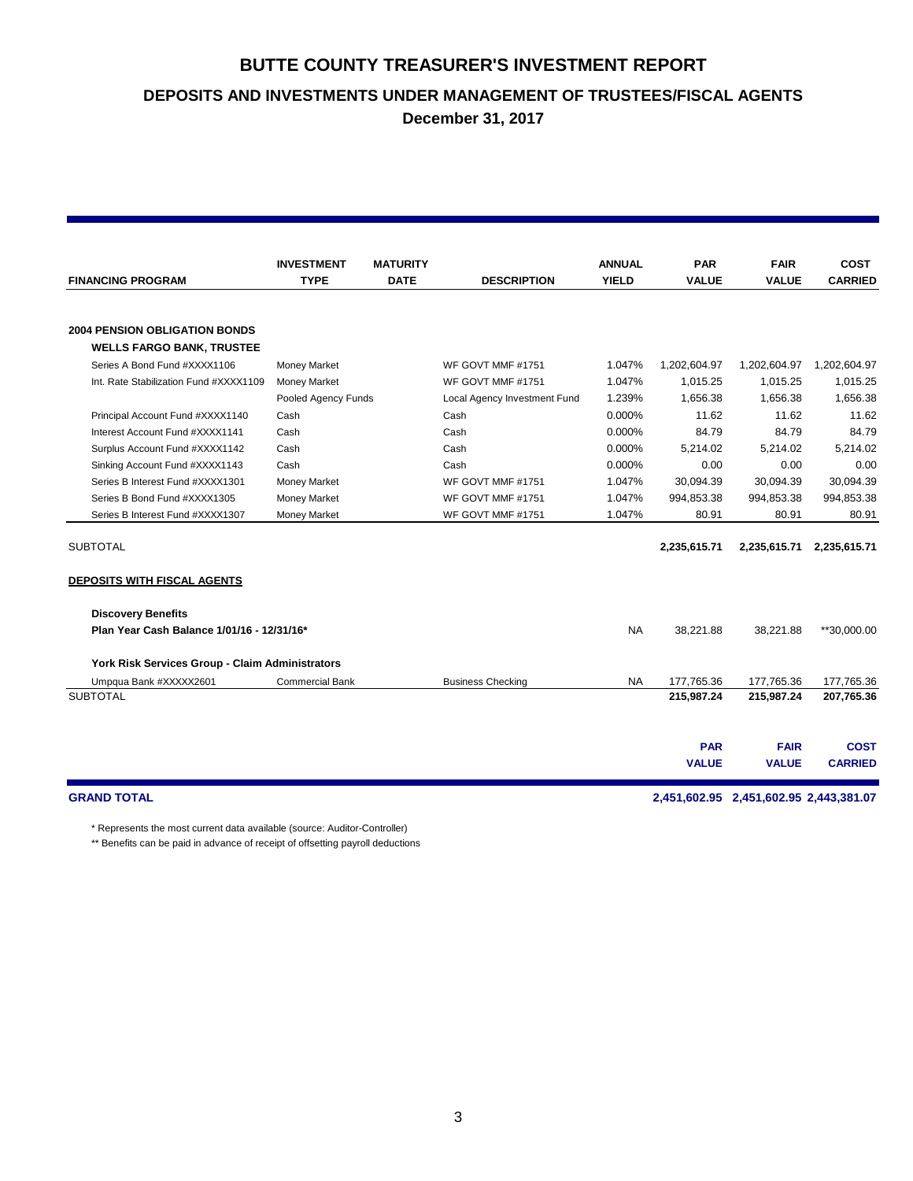# BUTTE COUNTY TREASURER'S INVESTMENT REPORT

## DEPOSITS AND INVESTMENTS UNDER MANAGEMENT OF TRUSTEES/FISCAL AGENTS

**December 31, 2017**

| FINANCING PROGRAM | INVESTMENT TYPE | MATURITY DATE | DESCRIPTION | ANNUAL YIELD | PAR VALUE | FAIR VALUE | COST CARRIED |
|---|---|---|---|---|---|---|---|
| **2004 PENSION OBLIGATION BONDS** | | | | | | | |
| **WELLS FARGO BANK, TRUSTEE** | | | | | | | |
| Series A Bond Fund #XXXX1106 | Money Market | | WF GOVT MMF #1751 | 1.047% | 1,202,604.97 | 1,202,604.97 | 1,202,604.97 |
| Int. Rate Stabilization Fund #XXXX1109 | Money Market | | WF GOVT MMF #1751 | 1.047% | 1,015.25 | 1,015.25 | 1,015.25 |
| | Pooled Agency Funds | | Local Agency Investment Fund | 1.239% | 1,656.38 | 1,656.38 | 1,656.38 |
| Principal Account Fund #XXXX1140 | Cash | | Cash | 0.000% | 11.62 | 11.62 | 11.62 |
| Interest Account Fund #XXXX1141 | Cash | | Cash | 0.000% | 84.79 | 84.79 | 84.79 |
| Surplus Account Fund #XXXX1142 | Cash | | Cash | 0.000% | 5,214.02 | 5,214.02 | 5,214.02 |
| Sinking Account Fund #XXXX1143 | Cash | | Cash | 0.000% | 0.00 | 0.00 | 0.00 |
| Series B Interest Fund #XXXX1301 | Money Market | | WF GOVT MMF #1751 | 1.047% | 30,094.39 | 30,094.39 | 30,094.39 |
| Series B Bond Fund #XXXX1305 | Money Market | | WF GOVT MMF #1751 | 1.047% | 994,853.38 | 994,853.38 | 994,853.38 |
| Series B Interest Fund #XXXX1307 | Money Market | | WF GOVT MMF #1751 | 1.047% | 80.91 | 80.91 | 80.91 |
| SUBTOTAL | | | | | **2,235,615.71** | **2,235,615.71** | **2,235,615.71** |
| **DEPOSITS WITH FISCAL AGENTS** | | | | | | | |
| **Discovery Benefits** | | | | | | | |
| **Plan Year Cash Balance 1/01/16 - 12/31/16*** | | | | NA | 38,221.88 | 38,221.88 | **30,000.00 |
| **York Risk Services Group - Claim Administrators** | | | | | | | |
| Umpqua Bank #XXXXX2601 | Commercial Bank | | Business Checking | NA | 177,765.36 | 177,765.36 | 177,765.36 |
| SUBTOTAL | | | | | **215,987.24** | **215,987.24** | **207,765.36** |
| | | | | | **PAR VALUE** | **FAIR VALUE** | **COST CARRIED** |
| **GRAND TOTAL** | | | | | **2,451,602.95** | **2,451,602.95** | **2,443,381.07** |

\* Represents the most current data available (source: Auditor-Controller)

** Benefits can be paid in advance of receipt of offsetting payroll deductions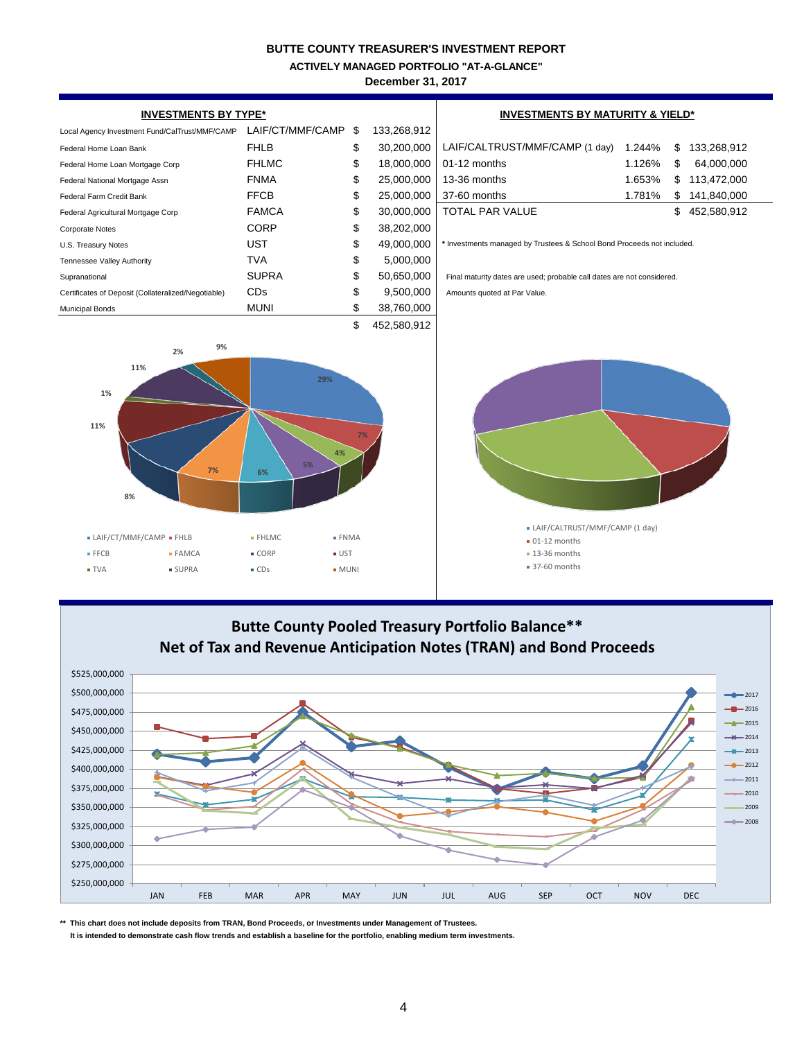# BUTTE COUNTY TREASURER'S INVESTMENT REPORT

## ACTIVELY MANAGED PORTFOLIO "AT-A-GLANCE"

### December 31, 2017

**INVESTMENTS BY TYPE***

| | | | |
|---|---|---|---|
| Local Agency Investment Fund/CalTrust/MMF/CAMP | LAIF/CT/MMF/CAMP | $ | 133,268,912 |
| Federal Home Loan Bank | FHLB | $ | 30,200,000 |
| Federal Home Loan Mortgage Corp | FHLMC | $ | 18,000,000 |
| Federal National Mortgage Assn | FNMA | $ | 25,000,000 |
| Federal Farm Credit Bank | FFCB | $ | 25,000,000 |
| Federal Agricultural Mortgage Corp | FAMCA | $ | 30,000,000 |
| Corporate Notes | CORP | $ | 38,202,000 |
| U.S. Treasury Notes | UST | $ | 49,000,000 |
| Tennessee Valley Authority | TVA | $ | 5,000,000 |
| Supranational | SUPRA | $ | 50,650,000 |
| Certificates of Deposit (Collateralized/Negotiable) | CDs | $ | 9,500,000 |
| Municipal Bonds | MUNI | $ | 38,760,000 |
| | | $ | 452,580,912 |

**INVESTMENTS BY MATURITY & YIELD***

| | | | |
|---|---|---|---|
| LAIF/CALTRUST/MMF/CAMP (1 day) | 1.244% | $ | 133,268,912 |
| 01-12 months | 1.126% | $ | 64,000,000 |
| 13-36 months | 1.653% | $ | 113,472,000 |
| 37-60 months | 1.781% | $ | 141,840,000 |
| TOTAL PAR VALUE | | $ | 452,580,912 |

\* Investments managed by Trustees & School Bond Proceeds not included.

Final maturity dates are used; probable call dates are not considered.

Amounts quoted at Par Value.

**Butte County Pooled Treasury Portfolio Balance\*\***
**Net of Tax and Revenue Anticipation Notes (TRAN) and Bond Proceeds**

\*\* This chart does not include deposits from TRAN, Bond Proceeds, or Investments under Management of Trustees.
It is intended to demonstrate cash flow trends and establish a baseline for the portfolio, enabling medium term investments.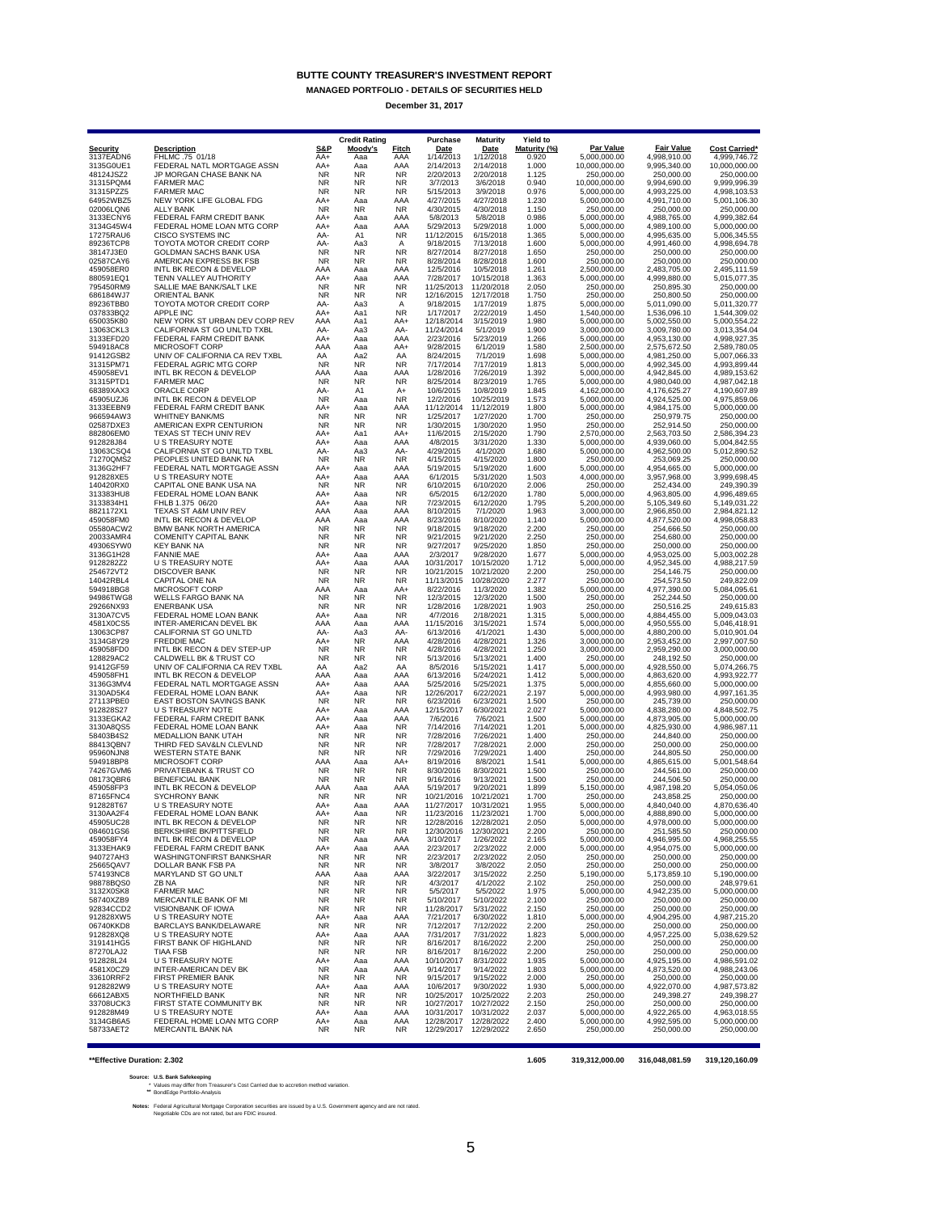# BUTTE COUNTY TREASURER'S INVESTMENT REPORT

**MANAGED PORTFOLIO - DETAILS OF SECURITIES HELD**

**December 31, 2017**

| Security | Description | S&P | Moody's | Fitch | Purchase Date | Maturity Date | Yield to Maturity (%) | Par Value | Fair Value | Cost Carried* |
|---|---|---|---|---|---|---|---|---|---|---|
| | | Credit Rating | | | | | | | | |
| 3137EADN6 | FHLMC .75 01/18 | AA+ | Aaa | AAA | 1/14/2013 | 1/12/2018 | 0.920 | 5,000,000.00 | 4,998,910.00 | 4,999,746.72 |
| 3135G0UE1 | FEDERAL NATL MORTGAGE ASSN | AA+ | Aaa | AAA | 2/14/2013 | 2/14/2018 | 1.000 | 10,000,000.00 | 9,995,340.00 | 10,000,000.00 |
| 48124JSZ2 | JP MORGAN CHASE BANK NA | NR | NR | NR | 2/20/2013 | 2/20/2018 | 1.125 | 250,000.00 | 250,000.00 | 250,000.00 |
| 31315PQM4 | FARMER MAC | NR | NR | NR | 3/7/2013 | 3/6/2018 | 0.940 | 10,000,000.00 | 9,994,690.00 | 9,999,996.39 |
| 31315PZZ5 | FARMER MAC | NR | NR | NR | 5/15/2013 | 3/9/2018 | 0.976 | 5,000,000.00 | 4,993,225.00 | 4,998,103.53 |
| 64952WBZ5 | NEW YORK LIFE GLOBAL FDG | AA+ | Aaa | AAA | 4/27/2015 | 4/27/2018 | 1.230 | 5,000,000.00 | 4,991,710.00 | 5,001,106.30 |
| 02006LQN6 | ALLY BANK | NR | NR | NR | 4/30/2015 | 4/30/2018 | 1.150 | 250,000.00 | 250,000.00 | 250,000.00 |
| 3133ECNY6 | FEDERAL FARM CREDIT BANK | AA+ | Aaa | AAA | 5/8/2013 | 5/8/2018 | 0.986 | 5,000,000.00 | 4,988,765.00 | 4,999,382.64 |
| 3134G45W4 | FEDERAL HOME LOAN MTG CORP | AA+ | Aaa | AAA | 5/29/2013 | 5/29/2018 | 1.000 | 5,000,000.00 | 4,989,100.00 | 5,000,000.00 |
| 17275RAU6 | CISCO SYSTEMS INC | AA- | A1 | NR | 11/12/2015 | 6/15/2018 | 1.365 | 5,000,000.00 | 4,995,635.00 | 5,006,345.55 |
| 89236TCP8 | TOYOTA MOTOR CREDIT CORP | AA- | Aa3 | A | 9/18/2015 | 7/13/2018 | 1.600 | 5,000,000.00 | 4,991,460.00 | 4,998,694.78 |
| 38147J3E0 | GOLDMAN SACHS BANK USA | NR | NR | NR | 8/27/2014 | 8/27/2018 | 1.650 | 250,000.00 | 250,000.00 | 250,000.00 |
| 02587CAY6 | AMERICAN EXPRESS BK FSB | NR | NR | NR | 8/28/2014 | 8/28/2018 | 1.600 | 250,000.00 | 250,000.00 | 250,000.00 |
| 459058ER0 | INTL BK RECON & DEVELOP | AAA | Aaa | AAA | 12/5/2016 | 10/5/2018 | 1.261 | 2,500,000.00 | 2,483,705.00 | 2,495,111.59 |
| 880591EQ1 | TENN VALLEY AUTHORITY | AA+ | Aaa | AAA | 7/28/2017 | 10/15/2018 | 1.363 | 5,000,000.00 | 4,999,880.00 | 5,015,077.35 |
| 795450RM9 | SALLIE MAE BANK/SALT LKE | NR | NR | NR | 11/25/2013 | 11/20/2018 | 2.050 | 250,000.00 | 250,895.30 | 250,000.00 |
| 686184WJ7 | ORIENTAL BANK | NR | NR | NR | 12/16/2015 | 12/17/2018 | 1.750 | 250,000.00 | 250,800.50 | 250,000.00 |
| 89236TBB0 | TOYOTA MOTOR CREDIT CORP | AA- | Aa3 | A | 9/18/2015 | 1/17/2019 | 1.875 | 5,000,000.00 | 5,011,090.00 | 5,011,320.77 |
| 037833BQ2 | APPLE INC | AA+ | Aa1 | NR | 1/17/2017 | 2/22/2019 | 1.450 | 1,540,000.00 | 1,536,096.10 | 1,544,309.02 |
| 650035K80 | NEW YORK ST URBAN DEV CORP REV | AAA | Aa1 | AA+ | 12/18/2014 | 3/15/2019 | 1.980 | 5,000,000.00 | 5,002,550.00 | 5,000,554.22 |
| 13063CKL3 | CALIFORNIA ST GO UNLTD TXBL | AA- | Aa3 | AA- | 11/24/2014 | 5/1/2019 | 1.900 | 3,000,000.00 | 3,009,780.00 | 3,013,354.04 |
| 3133EFD20 | FEDERAL FARM CREDIT BANK | AA+ | Aaa | AAA | 2/23/2016 | 5/23/2019 | 1.266 | 5,000,000.00 | 4,953,130.00 | 4,998,927.35 |
| 594918AC8 | MICROSOFT CORP | AAA | Aaa | AA+ | 9/28/2015 | 6/1/2019 | 1.580 | 2,500,000.00 | 2,575,672.50 | 2,589,780.05 |
| 91412GSB2 | UNIV OF CALIFORNIA CA REV TXBL | AA | Aa2 | AA | 8/24/2015 | 7/1/2019 | 1.698 | 5,000,000.00 | 4,981,250.00 | 5,007,066.33 |
| 31315PM71 | FEDERAL AGRIC MTG CORP | NR | NR | NR | 7/17/2014 | 7/17/2019 | 1.813 | 5,000,000.00 | 4,992,345.00 | 4,993,899.44 |
| 459058EV1 | INTL BK RECON & DEVELOP | AAA | Aaa | AAA | 1/28/2016 | 7/26/2019 | 1.392 | 5,000,000.00 | 4,942,845.00 | 4,989,153.62 |
| 31315PTD1 | FARMER MAC | NR | NR | NR | 8/25/2014 | 8/23/2019 | 1.765 | 5,000,000.00 | 4,980,040.00 | 4,987,042.18 |
| 68389XAX3 | ORACLE CORP | AA- | A1 | A+ | 10/6/2015 | 10/8/2019 | 1.845 | 4,162,000.00 | 4,176,625.27 | 4,190,607.89 |
| 45905UZJ6 | INTL BK RECON & DEVELOP | NR | Aaa | NR | 12/2/2016 | 10/25/2019 | 1.573 | 5,000,000.00 | 4,924,525.00 | 4,975,859.06 |
| 3133EEBN9 | FEDERAL FARM CREDIT BANK | AA+ | Aaa | AAA | 11/12/2014 | 11/12/2019 | 1.800 | 5,000,000.00 | 4,984,175.00 | 5,000,000.00 |
| 966594AW3 | WHITNEY BANK/MS | NR | NR | NR | 1/25/2017 | 1/27/2020 | 1.700 | 250,000.00 | 250,979.75 | 250,000.00 |
| 02587DXE3 | AMERICAN EXPR CENTURION | NR | NR | NR | 1/30/2015 | 1/30/2020 | 1.950 | 250,000.00 | 252,914.50 | 250,000.00 |
| 882806EM0 | TEXAS ST TECH UNIV REV | AA+ | Aa1 | AA+ | 11/6/2015 | 2/15/2020 | 1.790 | 2,570,000.00 | 2,563,703.50 | 2,586,394.23 |
| 912828J84 | U S TREASURY NOTE | AA+ | Aaa | AAA | 4/8/2015 | 3/31/2020 | 1.330 | 5,000,000.00 | 4,939,060.00 | 5,004,842.55 |
| 13063CSQ4 | CALIFORNIA ST GO UNLTD TXBL | AA- | Aa3 | AA- | 4/29/2015 | 4/1/2020 | 1.680 | 5,000,000.00 | 4,962,500.00 | 5,012,890.52 |
| 71270QMS2 | PEOPLES UNITED BANK NA | NR | NR | NR | 4/15/2015 | 4/15/2020 | 1.800 | 250,000.00 | 253,069.25 | 250,000.00 |
| 3136G2HF7 | FEDERAL NATL MORTGAGE ASSN | AA+ | Aaa | AAA | 5/19/2015 | 5/19/2020 | 1.600 | 5,000,000.00 | 4,954,665.00 | 5,000,000.00 |
| 912828XE5 | U S TREASURY NOTE | AA+ | Aaa | AAA | 6/1/2015 | 5/31/2020 | 1.503 | 4,000,000.00 | 3,957,968.00 | 3,999,698.45 |
| 140420RX0 | CAPITAL ONE BANK USA NA | NR | NR | NR | 6/10/2015 | 6/10/2020 | 2.006 | 250,000.00 | 252,434.00 | 249,390.39 |
| 313383HU8 | FEDERAL HOME LOAN BANK | AA+ | Aaa | NR | 6/5/2015 | 6/12/2020 | 1.780 | 5,000,000.00 | 4,963,805.00 | 4,996,489.65 |
| 3133834H1 | FHLB 1.375 06/20 | AA+ | Aaa | NR | 7/23/2015 | 6/12/2020 | 1.795 | 5,200,000.00 | 5,105,349.60 | 5,149,031.22 |
| 882117X1 | TEXAS ST A&M UNIV REV | AAA | Aaa | AAA | 8/10/2015 | 7/1/2020 | 1.963 | 3,000,000.00 | 2,966,850.00 | 2,984,821.12 |
| 459058FM0 | INTL BK RECON & DEVELOP | AAA | Aaa | AAA | 8/23/2016 | 8/10/2020 | 1.140 | 5,000,000.00 | 4,877,520.00 | 4,998,058.83 |
| 05580ACW2 | BMW BANK NORTH AMERICA | NR | NR | NR | 9/18/2015 | 9/18/2020 | 2.200 | 250,000.00 | 254,666.50 | 250,000.00 |
| 20033AMR4 | COMENITY CAPITAL BANK | NR | NR | NR | 9/21/2015 | 9/21/2020 | 2.250 | 250,000.00 | 254,680.00 | 250,000.00 |
| 49306SYW0 | KEY BANK NA | NR | NR | NR | 9/27/2017 | 9/25/2020 | 1.850 | 250,000.00 | 250,000.00 | 250,000.00 |
| 3136G1H28 | FANNIE MAE | AA+ | Aaa | AAA | 2/3/2017 | 9/28/2020 | 1.677 | 5,000,000.00 | 4,953,025.00 | 5,003,002.28 |
| 9128282Z2 | U S TREASURY NOTE | AA+ | Aaa | AAA | 10/31/2017 | 10/15/2020 | 1.712 | 5,000,000.00 | 4,952,345.00 | 4,988,217.59 |
| 254672VT2 | DISCOVER BANK | NR | NR | NR | 10/21/2015 | 10/21/2020 | 2.200 | 250,000.00 | 254,146.75 | 250,000.00 |
| 14042RBL4 | CAPITAL ONE NA | NR | NR | NR | 11/13/2015 | 10/28/2020 | 2.277 | 250,000.00 | 254,573.50 | 249,822.09 |
| 594918BG8 | MICROSOFT CORP | AAA | Aaa | AA+ | 8/22/2016 | 11/3/2020 | 1.382 | 5,000,000.00 | 4,977,390.00 | 5,084,095.61 |
| 94986TWG8 | WELLS FARGO BANK NA | NR | NR | NR | 12/3/2015 | 12/3/2020 | 1.500 | 250,000.00 | 252,244.50 | 250,000.00 |
| 29266NX93 | ENERBANK USA | NR | NR | NR | 1/28/2016 | 1/28/2021 | 1.903 | 250,000.00 | 250,516.25 | 249,615.83 |
| 3130A7CV5 | FEDERAL HOME LOAN BANK | AA+ | Aaa | NR | 4/7/2016 | 2/18/2021 | 1.315 | 5,000,000.00 | 4,884,455.00 | 5,009,043.03 |
| 4581X0CS5 | INTER-AMERICAN DEVEL BK | AAA | Aaa | AAA | 11/15/2016 | 3/15/2021 | 1.574 | 5,000,000.00 | 4,950,555.00 | 5,046,418.91 |
| 13063CP87 | CALIFORNIA ST GO UNLTD | AA- | Aa3 | AA- | 6/13/2016 | 4/1/2021 | 1.430 | 5,000,000.00 | 4,880,200.00 | 5,010,901.04 |
| 3134G8Y29 | FREDDIE MAC | AA+ | NR | AAA | 4/28/2016 | 4/28/2021 | 1.326 | 3,000,000.00 | 2,953,452.00 | 2,997,007.50 |
| 459058FD0 | INTL BK RECON & DEV STEP-UP | NR | NR | NR | 4/28/2016 | 4/28/2021 | 1.250 | 3,000,000.00 | 2,959,290.00 | 3,000,000.00 |
| 128829AC2 | CALDWELL BK & TRUST CO | NR | NR | NR | 5/13/2016 | 5/13/2021 | 1.400 | 250,000.00 | 248,192.50 | 250,000.00 |
| 91412GF59 | UNIV OF CALIFORNIA CA REV TXBL | AA | Aa2 | AA | 8/5/2016 | 5/15/2021 | 1.417 | 5,000,000.00 | 4,928,550.00 | 5,074,266.75 |
| 459058FH1 | INTL BK RECON & DEVELOP | AAA | Aaa | AAA | 6/13/2016 | 5/24/2021 | 1.412 | 5,000,000.00 | 4,863,620.00 | 4,993,922.77 |
| 3136G3MV4 | FEDERAL NATL MORTGAGE ASSN | AA+ | Aaa | AAA | 5/25/2016 | 5/25/2021 | 1.375 | 5,000,000.00 | 4,855,660.00 | 5,000,000.00 |
| 3130AD5K4 | FEDERAL HOME LOAN BANK | AA+ | Aaa | NR | 12/26/2017 | 6/22/2021 | 2.197 | 5,000,000.00 | 4,993,980.00 | 4,997,161.35 |
| 27113PBE0 | EAST BOSTON SAVINGS BANK | NR | NR | NR | 6/23/2016 | 6/23/2021 | 1.500 | 250,000.00 | 245,739.00 | 250,000.00 |
| 912828S27 | U S TREASURY NOTE | AA+ | Aaa | AAA | 12/15/2017 | 6/30/2021 | 2.027 | 5,000,000.00 | 4,838,280.00 | 4,848,502.75 |
| 3133EGKA2 | FEDERAL FARM CREDIT BANK | AA+ | Aaa | AAA | 7/6/2016 | 7/6/2021 | 1.500 | 5,000,000.00 | 4,873,905.00 | 5,000,000.00 |
| 3130A8QS5 | FEDERAL HOME LOAN BANK | AA+ | Aaa | NR | 7/14/2016 | 7/14/2021 | 1.201 | 5,000,000.00 | 4,825,930.00 | 4,986,987.11 |
| 58403B4S2 | MEDALLION BANK UTAH | NR | NR | NR | 7/28/2016 | 7/26/2021 | 1.400 | 250,000.00 | 244,840.00 | 250,000.00 |
| 88413QBN7 | THIRD FED SAV&LN CLEVLND | NR | NR | NR | 7/28/2017 | 7/28/2021 | 2.000 | 250,000.00 | 250,000.00 | 250,000.00 |
| 95960NJN8 | WESTERN STATE BANK | NR | NR | NR | 7/29/2016 | 7/29/2021 | 1.400 | 250,000.00 | 244,805.50 | 250,000.00 |
| 594918BP8 | MICROSOFT CORP | AAA | Aaa | AA+ | 8/19/2016 | 8/8/2021 | 1.541 | 5,000,000.00 | 4,865,615.00 | 5,001,548.64 |
| 74267GVM6 | PRIVATEBANK & TRUST CO | NR | NR | NR | 8/30/2016 | 8/30/2021 | 1.500 | 250,000.00 | 244,561.00 | 250,000.00 |
| 08173QBR6 | BENEFICIAL BANK | NR | NR | NR | 9/16/2016 | 9/13/2021 | 1.500 | 250,000.00 | 244,506.50 | 250,000.00 |
| 459058FP3 | INTL BK RECON & DEVELOP | AAA | Aaa | AAA | 5/19/2017 | 9/20/2021 | 1.899 | 5,150,000.00 | 4,987,198.20 | 5,054,050.06 |
| 87165FNC4 | SYCHRONY BANK | NR | NR | NR | 10/21/2016 | 10/21/2021 | 1.700 | 250,000.00 | 243,858.25 | 250,000.00 |
| 912828T67 | U S TREASURY NOTE | AA+ | Aaa | AAA | 11/27/2017 | 10/31/2021 | 1.955 | 5,000,000.00 | 4,840,040.00 | 4,870,636.40 |
| 3130AA2F4 | FEDERAL HOME LOAN BANK | AA+ | Aaa | NR | 11/23/2016 | 11/23/2021 | 1.700 | 5,000,000.00 | 4,888,890.00 | 5,000,000.00 |
| 45905UC28 | INTL BK RECON & DEVELOP | NR | NR | NR | 12/28/2016 | 12/28/2021 | 2.050 | 5,000,000.00 | 4,978,000.00 | 5,000,000.00 |
| 084601GS6 | BERKSHIRE BK/PITTSFIELD | NR | NR | NR | 12/30/2016 | 12/30/2021 | 2.200 | 250,000.00 | 251,585.50 | 250,000.00 |
| 459058FY4 | INTL BK RECON & DEVELOP | AAA | Aaa | AAA | 3/10/2017 | 1/26/2022 | 2.165 | 5,000,000.00 | 4,946,995.00 | 4,968,255.55 |
| 3133EHAK9 | FEDERAL FARM CREDIT BANK | AA+ | Aaa | AAA | 2/23/2017 | 2/23/2022 | 2.000 | 5,000,000.00 | 4,954,075.00 | 5,000,000.00 |
| 940727AH3 | WASHINGTONFIRST BANKSHAR | NR | NR | NR | 2/23/2017 | 2/23/2022 | 2.050 | 250,000.00 | 250,000.00 | 250,000.00 |
| 25665QAV7 | DOLLAR BANK FSB PA | NR | NR | NR | 3/8/2017 | 3/8/2022 | 2.050 | 250,000.00 | 250,000.00 | 250,000.00 |
| 574193NC8 | MARYLAND ST GO UNLT | AAA | Aaa | AAA | 3/22/2017 | 3/15/2022 | 2.250 | 5,190,000.00 | 5,173,859.10 | 5,190,000.00 |
| 98878BQS0 | ZB NA | NR | NR | NR | 4/3/2017 | 4/1/2022 | 2.102 | 250,000.00 | 250,000.00 | 248,979.61 |
| 3132X0SK8 | FARMER MAC | NR | NR | NR | 5/5/2017 | 5/5/2022 | 1.975 | 5,000,000.00 | 4,942,235.00 | 5,000,000.00 |
| 58740XZB9 | MERCANTILE BANK OF MI | NR | NR | NR | 5/10/2017 | 5/10/2022 | 2.100 | 250,000.00 | 250,000.00 | 250,000.00 |
| 92834CCD2 | VISIONBANK OF IOWA | NR | NR | NR | 11/28/2017 | 5/31/2022 | 2.150 | 250,000.00 | 250,000.00 | 250,000.00 |
| 912828XW5 | U S TREASURY NOTE | AA+ | Aaa | AAA | 7/21/2017 | 6/30/2022 | 1.810 | 5,000,000.00 | 4,904,295.00 | 4,987,215.20 |
| 06740KKD8 | BARCLAYS BANK/DELAWARE | NR | NR | NR | 7/12/2017 | 7/12/2022 | 2.200 | 250,000.00 | 250,000.00 | 250,000.00 |
| 912828XQ8 | U S TREASURY NOTE | AA+ | Aaa | AAA | 7/31/2017 | 7/31/2022 | 1.823 | 5,000,000.00 | 4,957,225.00 | 5,038,629.52 |
| 319141HG5 | FIRST BANK OF HIGHLAND | NR | NR | NR | 8/16/2017 | 8/16/2022 | 2.200 | 250,000.00 | 250,000.00 | 250,000.00 |
| 87270LAJ2 | TIAA FSB | NR | NR | NR | 8/16/2017 | 8/16/2022 | 2.200 | 250,000.00 | 250,000.00 | 250,000.00 |
| 912828L24 | U S TREASURY NOTE | AA+ | Aaa | AAA | 10/10/2017 | 8/31/2022 | 1.935 | 5,000,000.00 | 4,925,195.00 | 4,986,591.02 |
| 4581X0CZ9 | INTER-AMERICAN DEV BK | NR | Aaa | AAA | 9/14/2017 | 9/14/2022 | 1.803 | 5,000,000.00 | 4,873,520.00 | 4,988,243.06 |
| 33610RRF2 | FIRST PREMIER BANK | NR | NR | NR | 9/15/2017 | 9/15/2022 | 2.000 | 250,000.00 | 250,000.00 | 250,000.00 |
| 9128282W9 | U S TREASURY NOTE | AA+ | Aaa | AAA | 10/6/2017 | 9/30/2022 | 1.930 | 5,000,000.00 | 4,922,070.00 | 4,987,573.82 |
| 66612ABX5 | NORTHFIELD BANK | NR | NR | NR | 10/25/2017 | 10/25/2022 | 2.203 | 250,000.00 | 249,398.27 | 249,398.27 |
| 33708UCK3 | FIRST STATE COMMUNITY BK | NR | NR | NR | 10/27/2017 | 10/27/2022 | 2.150 | 250,000.00 | 250,000.00 | 250,000.00 |
| 912828M49 | U S TREASURY NOTE | AA+ | Aaa | AAA | 10/31/2017 | 10/31/2022 | 2.037 | 5,000,000.00 | 4,922,265.00 | 4,963,018.55 |
| 3134GB6A5 | FEDERAL HOME LOAN MTG CORP | AA+ | Aaa | AAA | 12/28/2017 | 12/28/2022 | 2.400 | 5,000,000.00 | 4,992,595.00 | 5,000,000.00 |
| 58733AET2 | MERCANTIL BANK NA | NR | NR | NR | 12/29/2017 | 12/29/2022 | 2.650 | 250,000.00 | 250,000.00 | 250,000.00 |
| **Effective Duration: 2.302** | | | | | | | 1.605 | 319,312,000.00 | 316,048,081.59 | 319,120,160.09 |

**Source:** U.S. Bank Safekeeping
\* Values may differ from Treasurer's Cost Carried due to accretion method variation.
\*\* BondEdge Portfolio-Analysis

**Notes:** Federal Agricultural Mortgage Corporation securities are issued by a U.S. Government agency and are not rated.
Negotiable CDs are not rated, but are FDIC insured.